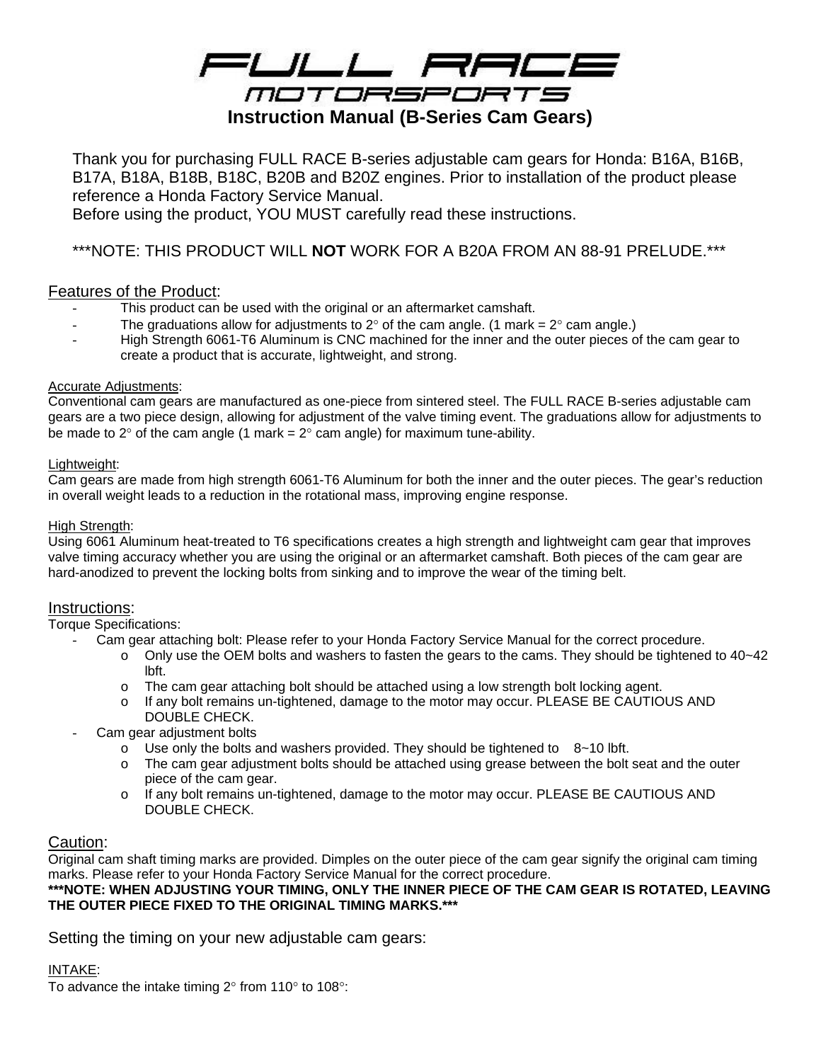# FULL RACE MOTORSPORTS

## Instruction Manual (B-Series Cam Gears)

Thank you for purchasing FULL RACE B-series adjustable cam gears for Honda: B16A, B16B, B17A, B18A, B18B, B18C, B20B and B20Z engines. Prior to installation of the product please reference a Honda Factory Service Manual.
Before using the product, YOU MUST carefully read these instructions.

***NOTE: THIS PRODUCT WILL **NOT** WORK FOR A B20A FROM AN 88-91 PRELUDE.***

### Features of the Product:

- This product can be used with the original or an aftermarket camshaft.
- The graduations allow for adjustments to 2° of the cam angle. (1 mark = 2° cam angle.)
- High Strength 6061-T6 Aluminum is CNC machined for the inner and the outer pieces of the cam gear to create a product that is accurate, lightweight, and strong.

#### Accurate Adjustments:

Conventional cam gears are manufactured as one-piece from sintered steel. The FULL RACE B-series adjustable cam gears are a two piece design, allowing for adjustment of the valve timing event. The graduations allow for adjustments to be made to 2° of the cam angle (1 mark = 2° cam angle) for maximum tune-ability.

#### Lightweight:

Cam gears are made from high strength 6061-T6 Aluminum for both the inner and the outer pieces. The gear's reduction in overall weight leads to a reduction in the rotational mass, improving engine response.

#### High Strength:

Using 6061 Aluminum heat-treated to T6 specifications creates a high strength and lightweight cam gear that improves valve timing accuracy whether you are using the original or an aftermarket camshaft. Both pieces of the cam gear are hard-anodized to prevent the locking bolts from sinking and to improve the wear of the timing belt.

### Instructions:

Torque Specifications:

- Cam gear attaching bolt: Please refer to your Honda Factory Service Manual for the correct procedure.
  - Only use the OEM bolts and washers to fasten the gears to the cams. They should be tightened to 40~42 lbft.
  - The cam gear attaching bolt should be attached using a low strength bolt locking agent.
  - If any bolt remains un-tightened, damage to the motor may occur. PLEASE BE CAUTIOUS AND DOUBLE CHECK.
- Cam gear adjustment bolts
  - Use only the bolts and washers provided. They should be tightened to 8~10 lbft.
  - The cam gear adjustment bolts should be attached using grease between the bolt seat and the outer piece of the cam gear.
  - If any bolt remains un-tightened, damage to the motor may occur. PLEASE BE CAUTIOUS AND DOUBLE CHECK.

### Caution:

Original cam shaft timing marks are provided. Dimples on the outer piece of the cam gear signify the original cam timing marks. Please refer to your Honda Factory Service Manual for the correct procedure.

*****NOTE: WHEN ADJUSTING YOUR TIMING, ONLY THE INNER PIECE OF THE CAM GEAR IS ROTATED, LEAVING THE OUTER PIECE FIXED TO THE ORIGINAL TIMING MARKS.*****

### Setting the timing on your new adjustable cam gears:

#### INTAKE:

To advance the intake timing 2° from 110° to 108°: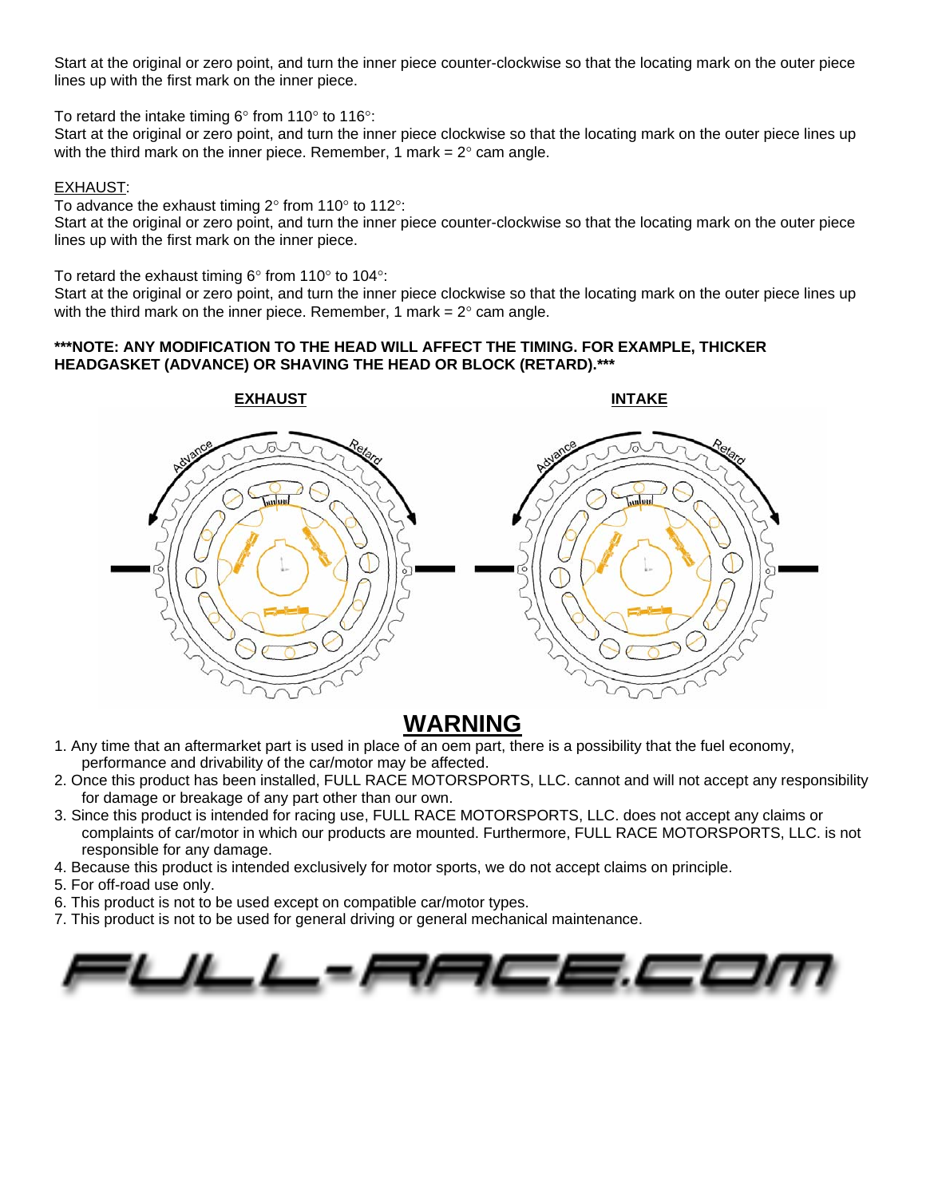Start at the original or zero point, and turn the inner piece counter-clockwise so that the locating mark on the outer piece lines up with the first mark on the inner piece.

To retard the intake timing 6° from 110° to 116°:
Start at the original or zero point, and turn the inner piece clockwise so that the locating mark on the outer piece lines up with the third mark on the inner piece. Remember, 1 mark = 2° cam angle.

<u>EXHAUST</u>:
To advance the exhaust timing 2° from 110° to 112°:
Start at the original or zero point, and turn the inner piece counter-clockwise so that the locating mark on the outer piece lines up with the first mark on the inner piece.

To retard the exhaust timing 6° from 110° to 104°:
Start at the original or zero point, and turn the inner piece clockwise so that the locating mark on the outer piece lines up with the third mark on the inner piece. Remember, 1 mark = 2° cam angle.

**\*\*\*NOTE: ANY MODIFICATION TO THE HEAD WILL AFFECT THE TIMING. FOR EXAMPLE, THICKER HEADGASKET (ADVANCE) OR SHAVING THE HEAD OR BLOCK (RETARD).\*\*\***

**EXHAUST**

Advance
Retard

**INTAKE**

Advance
Retard

# WARNING

1. Any time that an aftermarket part is used in place of an oem part, there is a possibility that the fuel economy, performance and drivability of the car/motor may be affected.
2. Once this product has been installed, FULL RACE MOTORSPORTS, LLC. cannot and will not accept any responsibility for damage or breakage of any part other than our own.
3. Since this product is intended for racing use, FULL RACE MOTORSPORTS, LLC. does not accept any claims or complaints of car/motor in which our products are mounted. Furthermore, FULL RACE MOTORSPORTS, LLC. is not responsible for any damage.
4. Because this product is intended exclusively for motor sports, we do not accept claims on principle.
5. For off-road use only.
6. This product is not to be used except on compatible car/motor types.
7. This product is not to be used for general driving or general mechanical maintenance.

FULL-RACE.COM